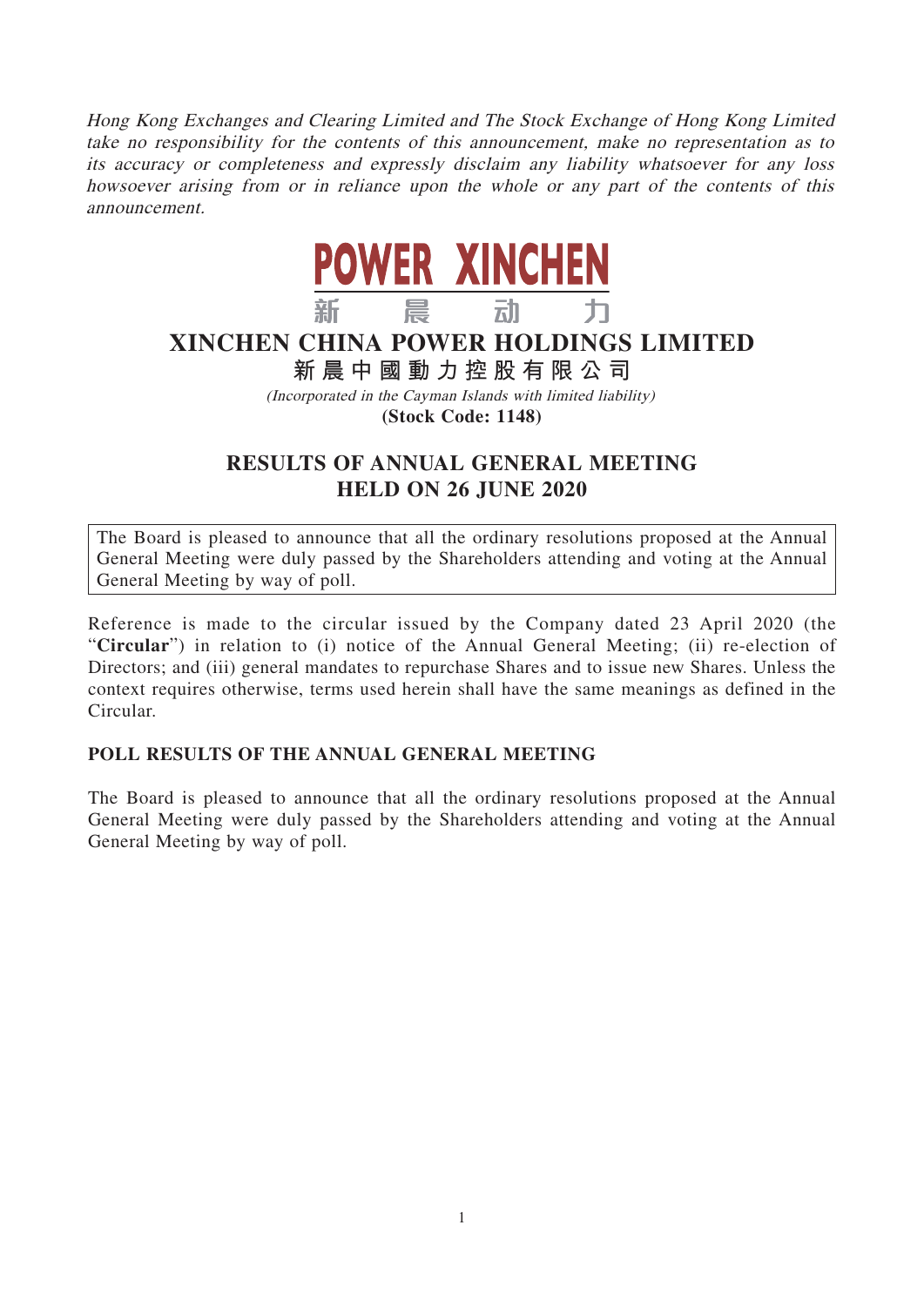*Hong Kong Exchanges and Clearing Limited and The Stock Exchange of Hong Kong Limited take no responsibility for the contents of this announcement, make no representation as to its accuracy or completeness and expressly disclaim any liability whatsoever for any loss howsoever arising from or in reliance upon the whole or any part of the contents of this announcement.*

**POWER XINCHEN**
新 晨 动 力

# XINCHEN CHINA POWER HOLDINGS LIMITED
**新晨中國動力控股有限公司**

*(Incorporated in the Cayman Islands with limited liability)*

**(Stock Code: 1148)**

## RESULTS OF ANNUAL GENERAL MEETING HELD ON 26 JUNE 2020

The Board is pleased to announce that all the ordinary resolutions proposed at the Annual General Meeting were duly passed by the Shareholders attending and voting at the Annual General Meeting by way of poll.

Reference is made to the circular issued by the Company dated 23 April 2020 (the "**Circular**") in relation to (i) notice of the Annual General Meeting; (ii) re-election of Directors; and (iii) general mandates to repurchase Shares and to issue new Shares. Unless the context requires otherwise, terms used herein shall have the same meanings as defined in the Circular.

### POLL RESULTS OF THE ANNUAL GENERAL MEETING

The Board is pleased to announce that all the ordinary resolutions proposed at the Annual General Meeting were duly passed by the Shareholders attending and voting at the Annual General Meeting by way of poll.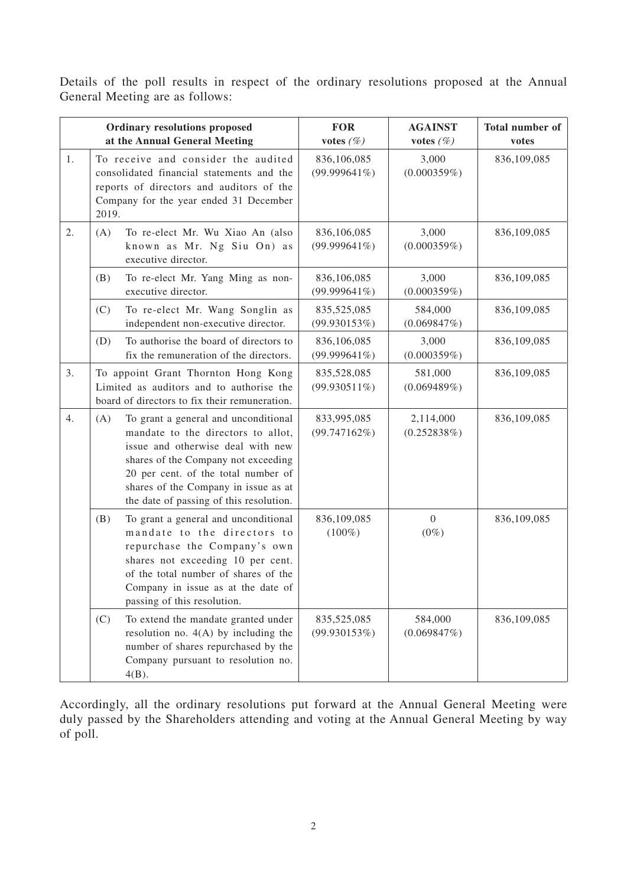Details of the poll results in respect of the ordinary resolutions proposed at the Annual General Meeting are as follows:

| | | **Ordinary resolutions proposed at the Annual General Meeting** | **FOR votes (%)** | **AGAINST votes (%)** | **Total number of votes** |
|---|---|---|---|---|---|
| 1. | | To receive and consider the audited consolidated financial statements and the reports of directors and auditors of the Company for the year ended 31 December 2019. | 836,106,085 (99.999641%) | 3,000 (0.000359%) | 836,109,085 |
| 2. | (A) | To re-elect Mr. Wu Xiao An (also known as Mr. Ng Siu On) as executive director. | 836,106,085 (99.999641%) | 3,000 (0.000359%) | 836,109,085 |
| | (B) | To re-elect Mr. Yang Ming as non-executive director. | 836,106,085 (99.999641%) | 3,000 (0.000359%) | 836,109,085 |
| | (C) | To re-elect Mr. Wang Songlin as independent non-executive director. | 835,525,085 (99.930153%) | 584,000 (0.069847%) | 836,109,085 |
| | (D) | To authorise the board of directors to fix the remuneration of the directors. | 836,106,085 (99.999641%) | 3,000 (0.000359%) | 836,109,085 |
| 3. | | To appoint Grant Thornton Hong Kong Limited as auditors and to authorise the board of directors to fix their remuneration. | 835,528,085 (99.930511%) | 581,000 (0.069489%) | 836,109,085 |
| 4. | (A) | To grant a general and unconditional mandate to the directors to allot, issue and otherwise deal with new shares of the Company not exceeding 20 per cent. of the total number of shares of the Company in issue as at the date of passing of this resolution. | 833,995,085 (99.747162%) | 2,114,000 (0.252838%) | 836,109,085 |
| | (B) | To grant a general and unconditional mandate to the directors to repurchase the Company's own shares not exceeding 10 per cent. of the total number of shares of the Company in issue as at the date of passing of this resolution. | 836,109,085 (100%) | 0 (0%) | 836,109,085 |
| | (C) | To extend the mandate granted under resolution no. 4(A) by including the number of shares repurchased by the Company pursuant to resolution no. 4(B). | 835,525,085 (99.930153%) | 584,000 (0.069847%) | 836,109,085 |

Accordingly, all the ordinary resolutions put forward at the Annual General Meeting were duly passed by the Shareholders attending and voting at the Annual General Meeting by way of poll.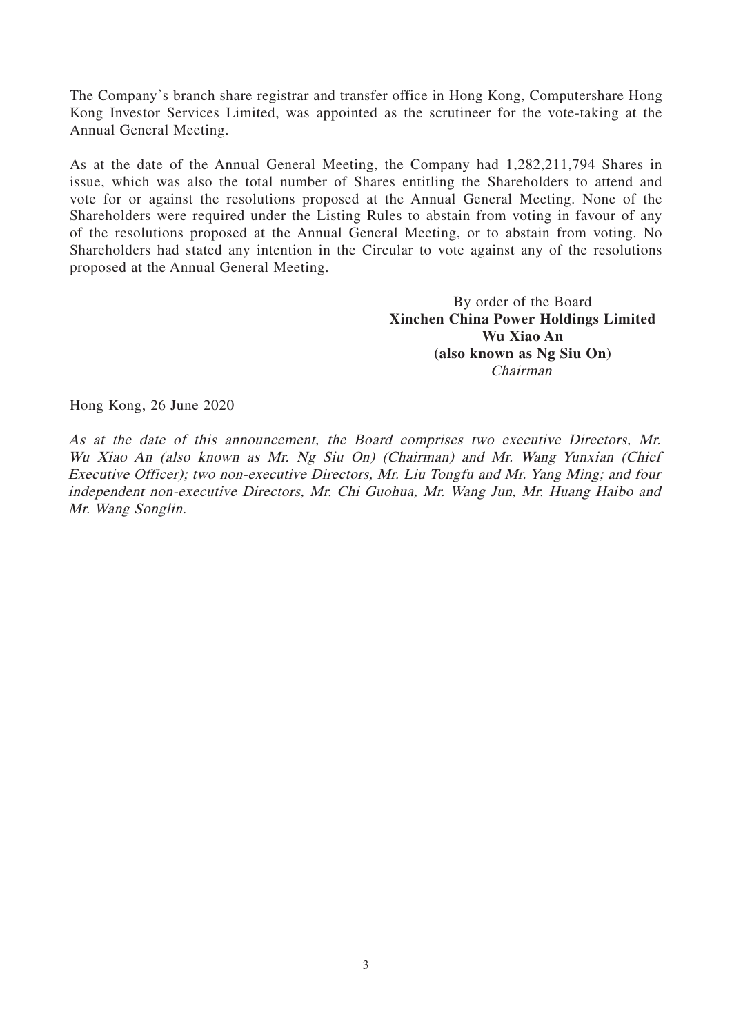The Company's branch share registrar and transfer office in Hong Kong, Computershare Hong Kong Investor Services Limited, was appointed as the scrutineer for the vote-taking at the Annual General Meeting.

As at the date of the Annual General Meeting, the Company had 1,282,211,794 Shares in issue, which was also the total number of Shares entitling the Shareholders to attend and vote for or against the resolutions proposed at the Annual General Meeting. None of the Shareholders were required under the Listing Rules to abstain from voting in favour of any of the resolutions proposed at the Annual General Meeting, or to abstain from voting. No Shareholders had stated any intention in the Circular to vote against any of the resolutions proposed at the Annual General Meeting.

By order of the Board
**Xinchen China Power Holdings Limited**
**Wu Xiao An**
**(also known as Ng Siu On)**
*Chairman*

Hong Kong, 26 June 2020

*As at the date of this announcement, the Board comprises two executive Directors, Mr. Wu Xiao An (also known as Mr. Ng Siu On) (Chairman) and Mr. Wang Yunxian (Chief Executive Officer); two non-executive Directors, Mr. Liu Tongfu and Mr. Yang Ming; and four independent non-executive Directors, Mr. Chi Guohua, Mr. Wang Jun, Mr. Huang Haibo and Mr. Wang Songlin.*